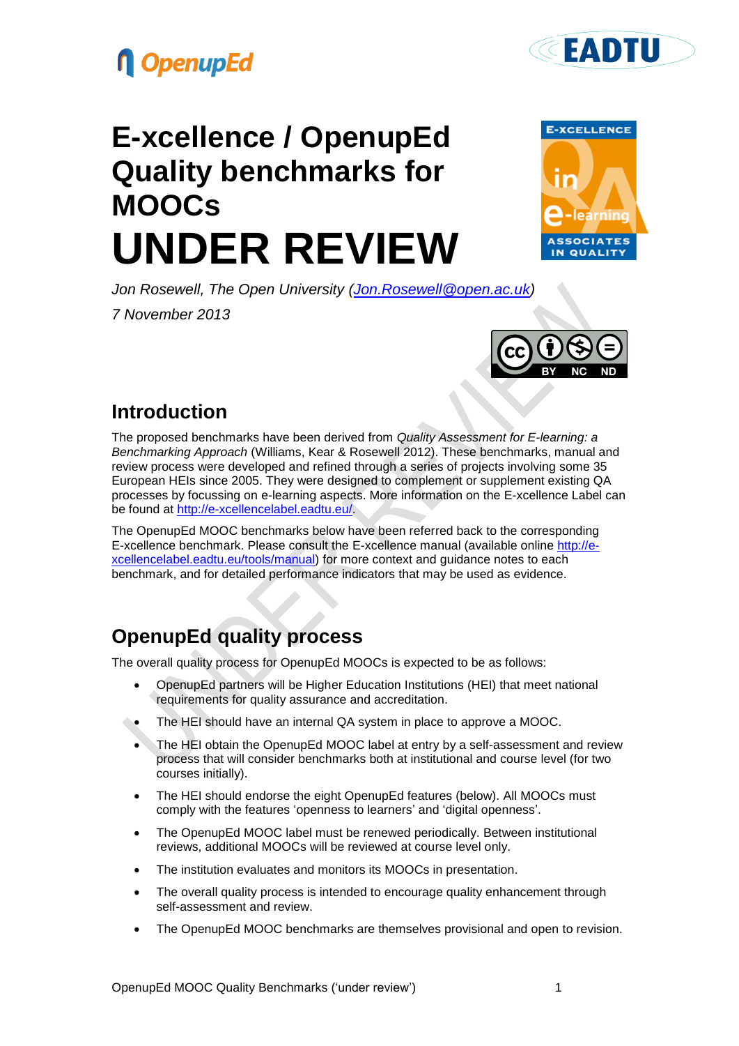# E-xcellence / OpenupEd Quality benchmarks for MOOCs

# UNDER REVIEW

*Jon Rosewell, The Open University (Jon.Rosewell@open.ac.uk)*

*7 November 2013*

## Introduction

The proposed benchmarks have been derived from *Quality Assessment for E-learning: a Benchmarking Approach* (Williams, Kear & Rosewell 2012). These benchmarks, manual and review process were developed and refined through a series of projects involving some 35 European HEIs since 2005. They were designed to complement or supplement existing QA processes by focussing on e-learning aspects. More information on the E-xcellence Label can be found at http://e-xcellencelabel.eadtu.eu/.

The OpenupEd MOOC benchmarks below have been referred back to the corresponding E-xcellence benchmark. Please consult the E-xcellence manual (available online http://e-xcellencelabel.eadtu.eu/tools/manual) for more context and guidance notes to each benchmark, and for detailed performance indicators that may be used as evidence.

## OpenupEd quality process

The overall quality process for OpenupEd MOOCs is expected to be as follows:

- OpenupEd partners will be Higher Education Institutions (HEI) that meet national requirements for quality assurance and accreditation.
- The HEI should have an internal QA system in place to approve a MOOC.
- The HEI obtain the OpenupEd MOOC label at entry by a self-assessment and review process that will consider benchmarks both at institutional and course level (for two courses initially).
- The HEI should endorse the eight OpenupEd features (below). All MOOCs must comply with the features 'openness to learners' and 'digital openness'.
- The OpenupEd MOOC label must be renewed periodically. Between institutional reviews, additional MOOCs will be reviewed at course level only.
- The institution evaluates and monitors its MOOCs in presentation.
- The overall quality process is intended to encourage quality enhancement through self-assessment and review.
- The OpenupEd MOOC benchmarks are themselves provisional and open to revision.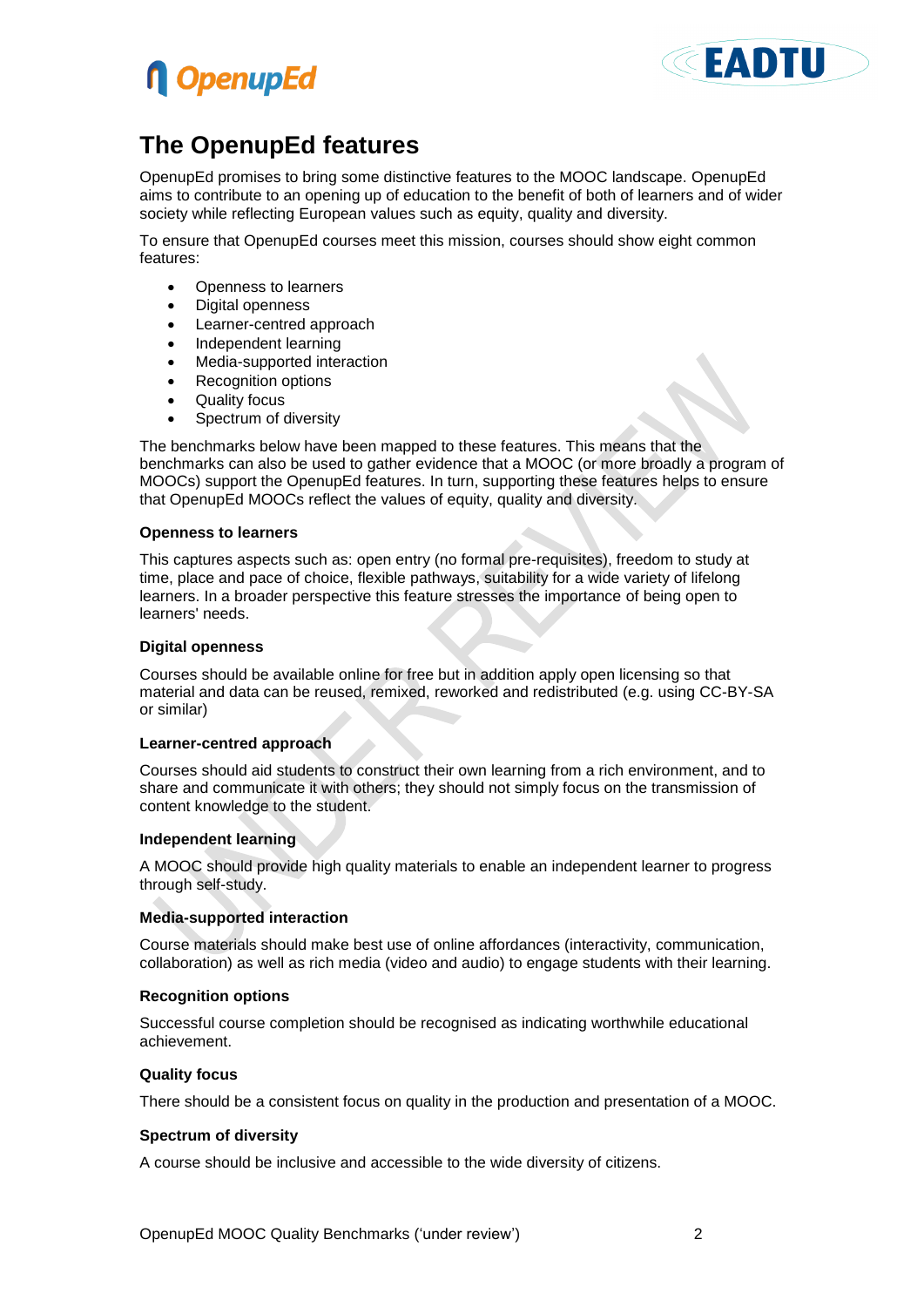# The OpenupEd features

OpenupEd promises to bring some distinctive features to the MOOC landscape. OpenupEd aims to contribute to an opening up of education to the benefit of both of learners and of wider society while reflecting European values such as equity, quality and diversity.

To ensure that OpenupEd courses meet this mission, courses should show eight common features:

- Openness to learners
- Digital openness
- Learner-centred approach
- Independent learning
- Media-supported interaction
- Recognition options
- Quality focus
- Spectrum of diversity

The benchmarks below have been mapped to these features. This means that the benchmarks can also be used to gather evidence that a MOOC (or more broadly a program of MOOCs) support the OpenupEd features. In turn, supporting these features helps to ensure that OpenupEd MOOCs reflect the values of equity, quality and diversity.

**Openness to learners**

This captures aspects such as: open entry (no formal pre-requisites), freedom to study at time, place and pace of choice, flexible pathways, suitability for a wide variety of lifelong learners. In a broader perspective this feature stresses the importance of being open to learners' needs.

**Digital openness**

Courses should be available online for free but in addition apply open licensing so that material and data can be reused, remixed, reworked and redistributed (e.g. using CC-BY-SA or similar)

**Learner-centred approach**

Courses should aid students to construct their own learning from a rich environment, and to share and communicate it with others; they should not simply focus on the transmission of content knowledge to the student.

**Independent learning**

A MOOC should provide high quality materials to enable an independent learner to progress through self-study.

**Media-supported interaction**

Course materials should make best use of online affordances (interactivity, communication, collaboration) as well as rich media (video and audio) to engage students with their learning.

**Recognition options**

Successful course completion should be recognised as indicating worthwhile educational achievement.

**Quality focus**

There should be a consistent focus on quality in the production and presentation of a MOOC.

**Spectrum of diversity**

A course should be inclusive and accessible to the wide diversity of citizens.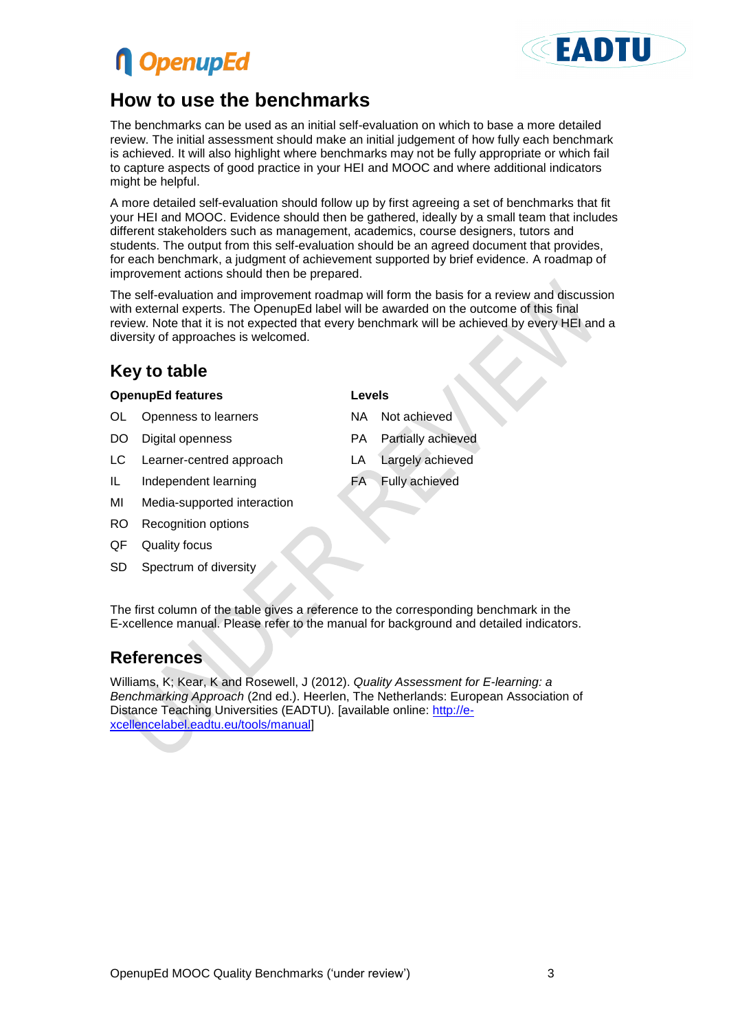## How to use the benchmarks

The benchmarks can be used as an initial self-evaluation on which to base a more detailed review. The initial assessment should make an initial judgement of how fully each benchmark is achieved. It will also highlight where benchmarks may not be fully appropriate or which fail to capture aspects of good practice in your HEI and MOOC and where additional indicators might be helpful.

A more detailed self-evaluation should follow up by first agreeing a set of benchmarks that fit your HEI and MOOC. Evidence should then be gathered, ideally by a small team that includes different stakeholders such as management, academics, course designers, tutors and students. The output from this self-evaluation should be an agreed document that provides, for each benchmark, a judgment of achievement supported by brief evidence. A roadmap of improvement actions should then be prepared.

The self-evaluation and improvement roadmap will form the basis for a review and discussion with external experts. The OpenupEd label will be awarded on the outcome of this final review. Note that it is not expected that every benchmark will be achieved by every HEI and a diversity of approaches is welcomed.

## Key to table

**OpenupEd features**

| | |
|---|---|
| OL | Openness to learners |
| DO | Digital openness |
| LC | Learner-centred approach |
| IL | Independent learning |
| MI | Media-supported interaction |
| RO | Recognition options |
| QF | Quality focus |
| SD | Spectrum of diversity |

**Levels**

| | |
|---|---|
| NA | Not achieved |
| PA | Partially achieved |
| LA | Largely achieved |
| FA | Fully achieved |

The first column of the table gives a reference to the corresponding benchmark in the E-xcellence manual. Please refer to the manual for background and detailed indicators.

## References

Williams, K; Kear, K and Rosewell, J (2012). *Quality Assessment for E-learning: a Benchmarking Approach* (2nd ed.). Heerlen, The Netherlands: European Association of Distance Teaching Universities (EADTU). [available online: http://e-xcellencelabel.eadtu.eu/tools/manual]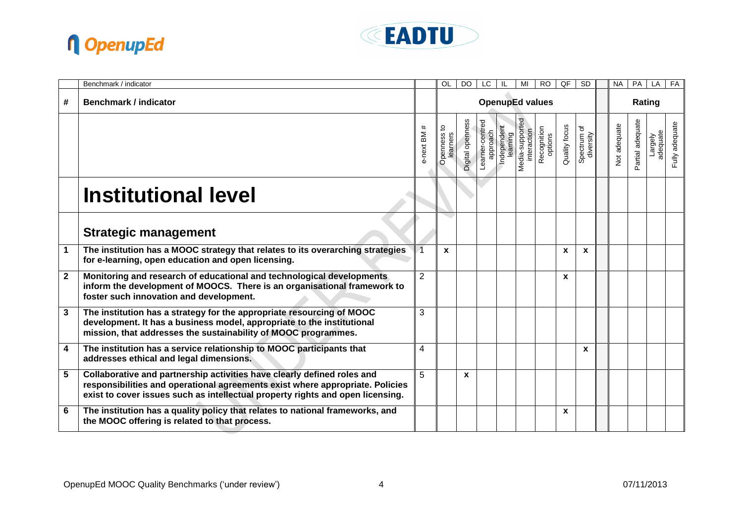| # | Benchmark / indicator | e-next BM # | Openness to learners (OL) | Digital openness (DO) | Learner-centred approach (LC) | Independent learning (IL) | Media-supported interaction (MI) | Recognition options (RO) | Quality focus (QF) | Spectrum of diversity (SD) | Not adequate (NA) | Partial adequate (PA) | Largely adequate (LA) | Fully adequate (FA) |
|---|---|---|---|---|---|---|---|---|---|---|---|---|---|---|
| | | | **OpenupEd values** | | | | | | | | **Rating** | | | |
| | **Institutional level** | | | | | | | | | | | | | |
| | **Strategic management** | | | | | | | | | | | | | |
| **1** | **The institution has a MOOC strategy that relates to its overarching strategies for e-learning, open education and open licensing.** | 1 | x | | | | | | x | x | | | | |
| **2** | **Monitoring and research of educational and technological developments inform the development of MOOCS. There is an organisational framework to foster such innovation and development.** | 2 | | | | | | | x | | | | | |
| **3** | **The institution has a strategy for the appropriate resourcing of MOOC development. It has a business model, appropriate to the institutional mission, that addresses the sustainability of MOOC programmes.** | 3 | | | | | | | | | | | | |
| **4** | **The institution has a service relationship to MOOC participants that addresses ethical and legal dimensions.** | 4 | | | | | | | | x | | | | |
| **5** | **Collaborative and partnership activities have clearly defined roles and responsibilities and operational agreements exist where appropriate. Policies exist to cover issues such as intellectual property rights and open licensing.** | 5 | | x | | | | | | | | | | |
| **6** | **The institution has a quality policy that relates to national frameworks, and the MOOC offering is related to that process.** | | | | | | | | x | | | | | |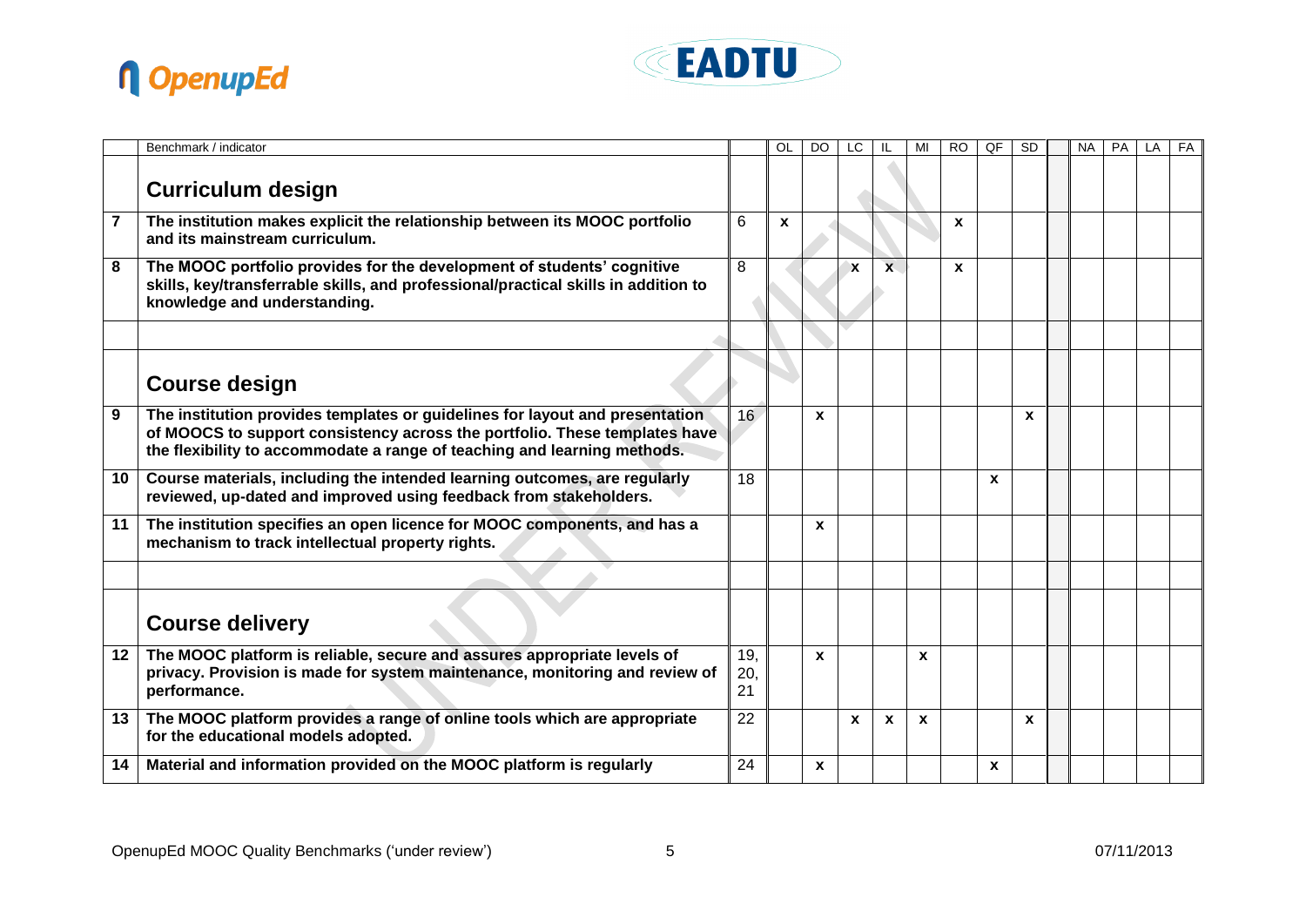| | Benchmark / indicator | | OL | DO | LC | IL | MI | RO | QF | SD | | NA | PA | LA | FA |
|---|---|---|---|---|---|---|---|---|---|---|---|---|---|---|---|
| | **Curriculum design** | | | | | | | | | | | | | | |
| **7** | **The institution makes explicit the relationship between its MOOC portfolio and its mainstream curriculum.** | 6 | **x** | | | | | **x** | | | | | | | |
| **8** | **The MOOC portfolio provides for the development of students' cognitive skills, key/transferrable skills, and professional/practical skills in addition to knowledge and understanding.** | 8 | | | **x** | **x** | | **x** | | | | | | | |
| | | | | | | | | | | | | | | | |
| | **Course design** | | | | | | | | | | | | | | |
| **9** | **The institution provides templates or guidelines for layout and presentation of MOOCS to support consistency across the portfolio. These templates have the flexibility to accommodate a range of teaching and learning methods.** | 16 | | **x** | | | | | | **x** | | | | | |
| **10** | **Course materials, including the intended learning outcomes, are regularly reviewed, up-dated and improved using feedback from stakeholders.** | 18 | | | | | | | **x** | | | | | | |
| **11** | **The institution specifies an open licence for MOOC components, and has a mechanism to track intellectual property rights.** | | | **x** | | | | | | | | | | | |
| | | | | | | | | | | | | | | | |
| | **Course delivery** | | | | | | | | | | | | | | |
| **12** | **The MOOC platform is reliable, secure and assures appropriate levels of privacy. Provision is made for system maintenance, monitoring and review of performance.** | 19, 20, 21 | | **x** | | | **x** | | | | | | | | |
| **13** | **The MOOC platform provides a range of online tools which are appropriate for the educational models adopted.** | 22 | | | **x** | **x** | **x** | | | **x** | | | | | |
| **14** | **Material and information provided on the MOOC platform is regularly** | 24 | | **x** | | | | | **x** | | | | | | |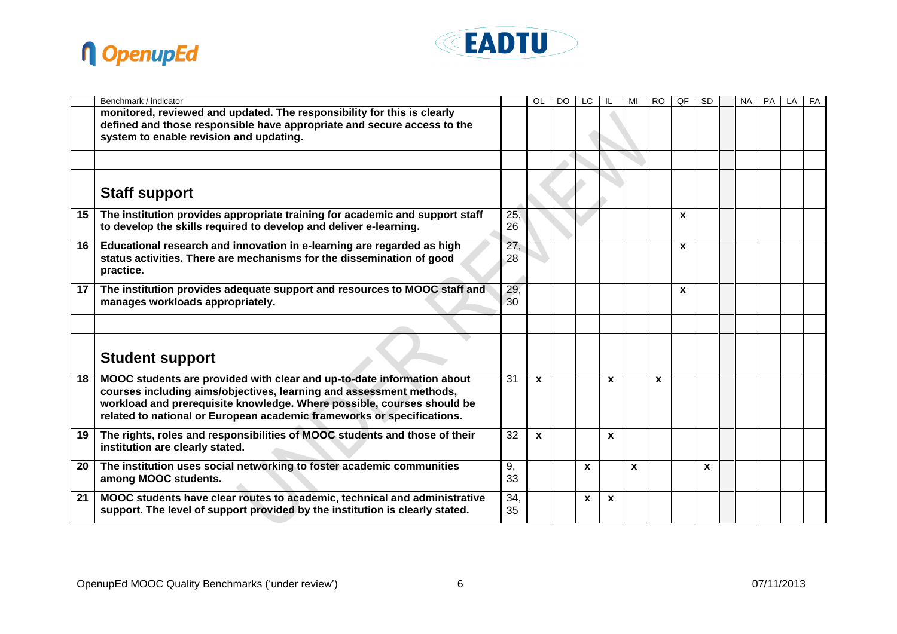| | Benchmark / indicator | | OL | DO | LC | IL | MI | RO | QF | SD | | NA | PA | LA | FA |
|---|---|---|---|---|---|---|---|---|---|---|---|---|---|---|---|
| | **monitored, reviewed and updated. The responsibility for this is clearly defined and those responsible have appropriate and secure access to the system to enable revision and updating.** | | | | | | | | | | | | | | |
| | | | | | | | | | | | | | | | |
| | **Staff support** | | | | | | | | | | | | | | |
| **15** | **The institution provides appropriate training for academic and support staff to develop the skills required to develop and deliver e-learning.** | 25, 26 | | | | | | | **x** | | | | | | |
| **16** | **Educational research and innovation in e-learning are regarded as high status activities. There are mechanisms for the dissemination of good practice.** | 27, 28 | | | | | | | **x** | | | | | | |
| **17** | **The institution provides adequate support and resources to MOOC staff and manages workloads appropriately.** | 29, 30 | | | | | | | **x** | | | | | | |
| | | | | | | | | | | | | | | | |
| | **Student support** | | | | | | | | | | | | | | |
| **18** | **MOOC students are provided with clear and up-to-date information about courses including aims/objectives, learning and assessment methods, workload and prerequisite knowledge. Where possible, courses should be related to national or European academic frameworks or specifications.** | 31 | **x** | | | **x** | | **x** | | | | | | | |
| **19** | **The rights, roles and responsibilities of MOOC students and those of their institution are clearly stated.** | 32 | **x** | | | **x** | | | | | | | | | |
| **20** | **The institution uses social networking to foster academic communities among MOOC students.** | 9, 33 | | | **x** | | **x** | | | **x** | | | | | |
| **21** | **MOOC students have clear routes to academic, technical and administrative support. The level of support provided by the institution is clearly stated.** | 34, 35 | | | **x** | **x** | | | | | | | | | |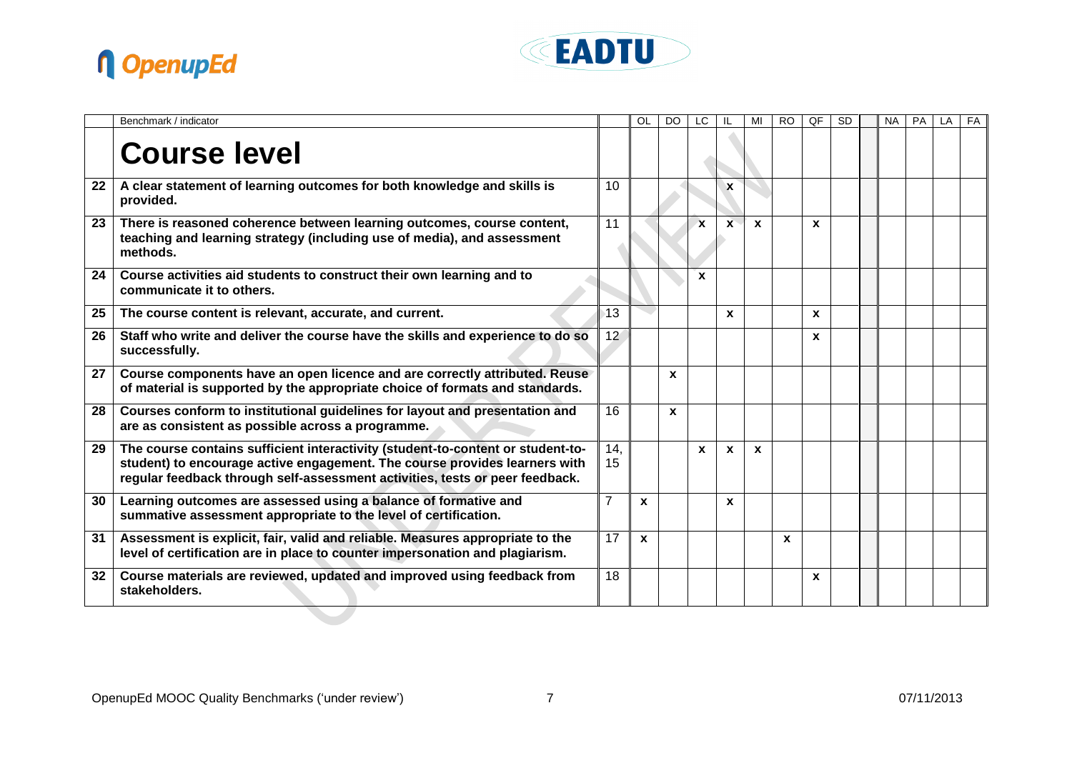| | Benchmark / indicator | | OL | DO | LC | IL | MI | RO | QF | SD | | NA | PA | LA | FA |
|---|---|---|---|---|---|---|---|---|---|---|---|---|---|---|---|
| | **Course level** | | | | | | | | | | | | | | |
| 22 | **A clear statement of learning outcomes for both knowledge and skills is provided.** | 10 | | | | x | | | | | | | | | |
| 23 | **There is reasoned coherence between learning outcomes, course content, teaching and learning strategy (including use of media), and assessment methods.** | 11 | | | x | x | x | | x | | | | | | |
| 24 | **Course activities aid students to construct their own learning and to communicate it to others.** | | | | x | | | | | | | | | | |
| 25 | **The course content is relevant, accurate, and current.** | 13 | | | | x | | | x | | | | | | |
| 26 | **Staff who write and deliver the course have the skills and experience to do so successfully.** | 12 | | | | | | | x | | | | | | |
| 27 | **Course components have an open licence and are correctly attributed. Reuse of material is supported by the appropriate choice of formats and standards.** | | | x | | | | | | | | | | | |
| 28 | **Courses conform to institutional guidelines for layout and presentation and are as consistent as possible across a programme.** | 16 | | x | | | | | | | | | | | |
| 29 | **The course contains sufficient interactivity (student-to-content or student-to-student) to encourage active engagement. The course provides learners with regular feedback through self-assessment activities, tests or peer feedback.** | 14, 15 | | | x | x | x | | | | | | | | |
| 30 | **Learning outcomes are assessed using a balance of formative and summative assessment appropriate to the level of certification.** | 7 | x | | | x | | | | | | | | | |
| 31 | **Assessment is explicit, fair, valid and reliable. Measures appropriate to the level of certification are in place to counter impersonation and plagiarism.** | 17 | x | | | | | x | | | | | | | |
| 32 | **Course materials are reviewed, updated and improved using feedback from stakeholders.** | 18 | | | | | | | x | | | | | | |